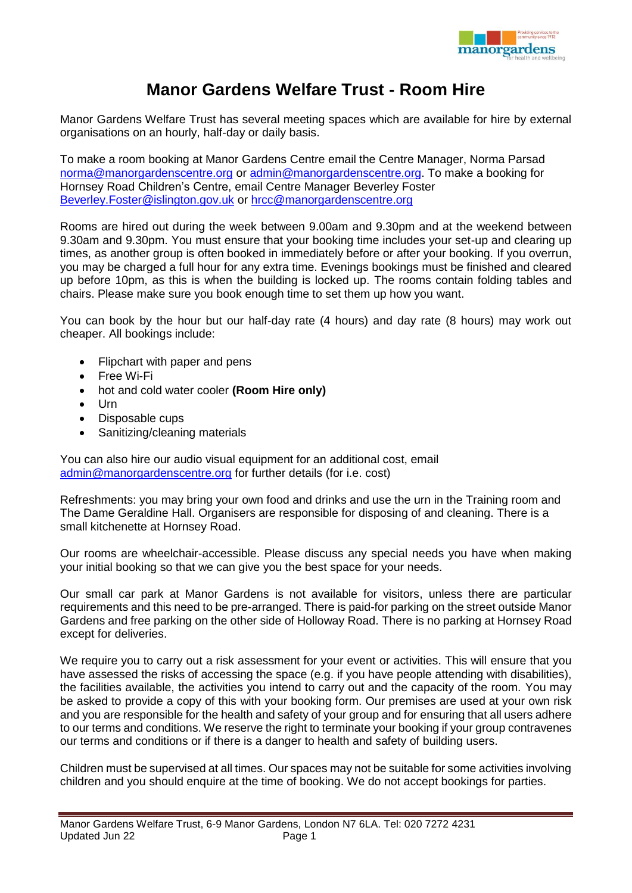# Manor Gardens Welfare Trust - Room Hire

Manor Gardens Welfare Trust has several meeting spaces which are available for hire by external organisations on an hourly, half-day or daily basis.

To make a room booking at Manor Gardens Centre email the Centre Manager, Norma Parsad norma@manorgardenscentre.org or admin@manorgardenscentre.org. To make a booking for Hornsey Road Children's Centre, email Centre Manager Beverley Foster Beverley.Foster@islington.gov.uk or hrcc@manorgardenscentre.org

Rooms are hired out during the week between 9.00am and 9.30pm and at the weekend between 9.30am and 9.30pm. You must ensure that your booking time includes your set-up and clearing up times, as another group is often booked in immediately before or after your booking. If you overrun, you may be charged a full hour for any extra time. Evenings bookings must be finished and cleared up before 10pm, as this is when the building is locked up. The rooms contain folding tables and chairs. Please make sure you book enough time to set them up how you want.

You can book by the hour but our half-day rate (4 hours) and day rate (8 hours) may work out cheaper. All bookings include:

- Flipchart with paper and pens
- Free Wi-Fi
- hot and cold water cooler **(Room Hire only)**
- Urn
- Disposable cups
- Sanitizing/cleaning materials

You can also hire our audio visual equipment for an additional cost, email admin@manorgardenscentre.org for further details (for i.e. cost)

Refreshments: you may bring your own food and drinks and use the urn in the Training room and The Dame Geraldine Hall. Organisers are responsible for disposing of and cleaning. There is a small kitchenette at Hornsey Road.

Our rooms are wheelchair-accessible. Please discuss any special needs you have when making your initial booking so that we can give you the best space for your needs.

Our small car park at Manor Gardens is not available for visitors, unless there are particular requirements and this need to be pre-arranged. There is paid-for parking on the street outside Manor Gardens and free parking on the other side of Holloway Road. There is no parking at Hornsey Road except for deliveries.

We require you to carry out a risk assessment for your event or activities. This will ensure that you have assessed the risks of accessing the space (e.g. if you have people attending with disabilities), the facilities available, the activities you intend to carry out and the capacity of the room. You may be asked to provide a copy of this with your booking form. Our premises are used at your own risk and you are responsible for the health and safety of your group and for ensuring that all users adhere to our terms and conditions. We reserve the right to terminate your booking if your group contravenes our terms and conditions or if there is a danger to health and safety of building users.

Children must be supervised at all times. Our spaces may not be suitable for some activities involving children and you should enquire at the time of booking. We do not accept bookings for parties.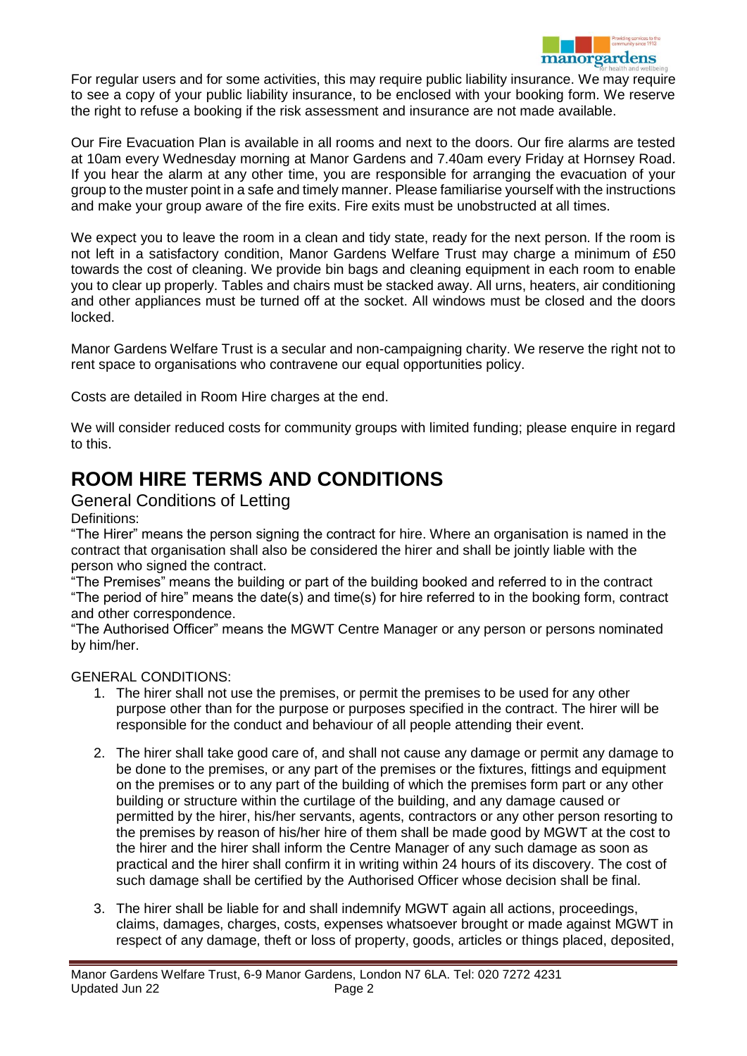For regular users and for some activities, this may require public liability insurance. We may require to see a copy of your public liability insurance, to be enclosed with your booking form. We reserve the right to refuse a booking if the risk assessment and insurance are not made available.

Our Fire Evacuation Plan is available in all rooms and next to the doors. Our fire alarms are tested at 10am every Wednesday morning at Manor Gardens and 7.40am every Friday at Hornsey Road. If you hear the alarm at any other time, you are responsible for arranging the evacuation of your group to the muster point in a safe and timely manner. Please familiarise yourself with the instructions and make your group aware of the fire exits. Fire exits must be unobstructed at all times.

We expect you to leave the room in a clean and tidy state, ready for the next person. If the room is not left in a satisfactory condition, Manor Gardens Welfare Trust may charge a minimum of £50 towards the cost of cleaning. We provide bin bags and cleaning equipment in each room to enable you to clear up properly. Tables and chairs must be stacked away. All urns, heaters, air conditioning and other appliances must be turned off at the socket. All windows must be closed and the doors locked.

Manor Gardens Welfare Trust is a secular and non-campaigning charity. We reserve the right not to rent space to organisations who contravene our equal opportunities policy.

Costs are detailed in Room Hire charges at the end.

We will consider reduced costs for community groups with limited funding; please enquire in regard to this.

# ROOM HIRE TERMS AND CONDITIONS

## General Conditions of Letting

Definitions:

"The Hirer" means the person signing the contract for hire. Where an organisation is named in the contract that organisation shall also be considered the hirer and shall be jointly liable with the person who signed the contract.

"The Premises" means the building or part of the building booked and referred to in the contract

"The period of hire" means the date(s) and time(s) for hire referred to in the booking form, contract and other correspondence.

"The Authorised Officer" means the MGWT Centre Manager or any person or persons nominated by him/her.

GENERAL CONDITIONS:

1. The hirer shall not use the premises, or permit the premises to be used for any other purpose other than for the purpose or purposes specified in the contract. The hirer will be responsible for the conduct and behaviour of all people attending their event.

2. The hirer shall take good care of, and shall not cause any damage or permit any damage to be done to the premises, or any part of the premises or the fixtures, fittings and equipment on the premises or to any part of the building of which the premises form part or any other building or structure within the curtilage of the building, and any damage caused or permitted by the hirer, his/her servants, agents, contractors or any other person resorting to the premises by reason of his/her hire of them shall be made good by MGWT at the cost to the hirer and the hirer shall inform the Centre Manager of any such damage as soon as practical and the hirer shall confirm it in writing within 24 hours of its discovery. The cost of such damage shall be certified by the Authorised Officer whose decision shall be final.

3. The hirer shall be liable for and shall indemnify MGWT again all actions, proceedings, claims, damages, charges, costs, expenses whatsoever brought or made against MGWT in respect of any damage, theft or loss of property, goods, articles or things placed, deposited,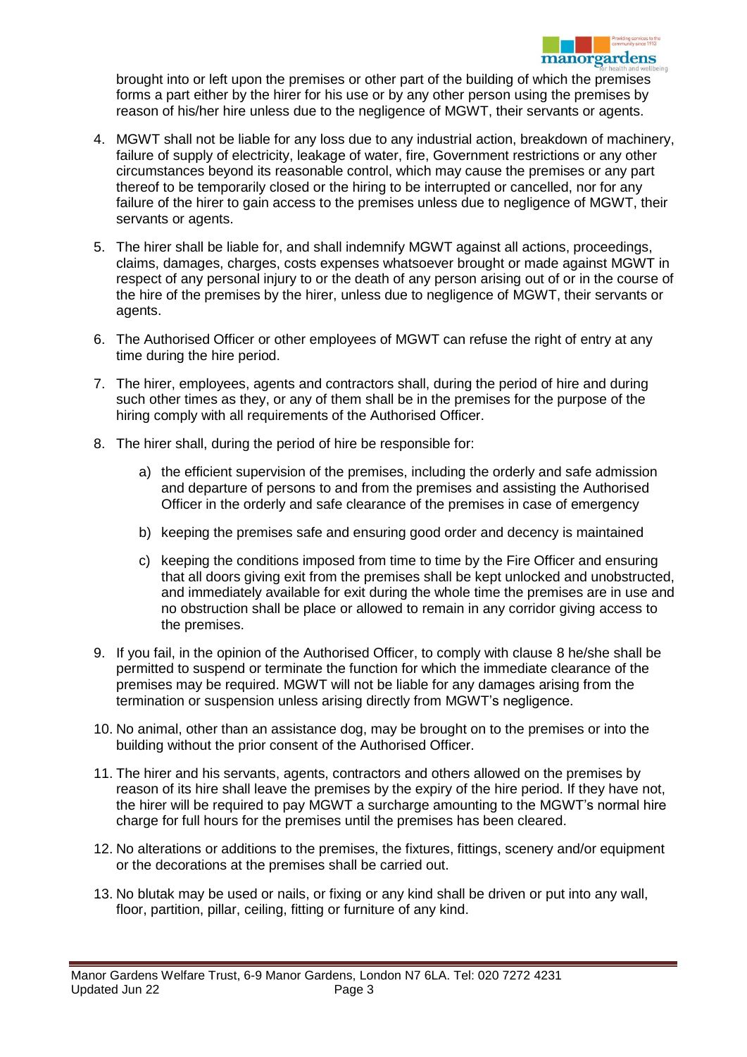brought into or left upon the premises or other part of the building of which the premises forms a part either by the hirer for his use or by any other person using the premises by reason of his/her hire unless due to the negligence of MGWT, their servants or agents.

4. MGWT shall not be liable for any loss due to any industrial action, breakdown of machinery, failure of supply of electricity, leakage of water, fire, Government restrictions or any other circumstances beyond its reasonable control, which may cause the premises or any part thereof to be temporarily closed or the hiring to be interrupted or cancelled, nor for any failure of the hirer to gain access to the premises unless due to negligence of MGWT, their servants or agents.

5. The hirer shall be liable for, and shall indemnify MGWT against all actions, proceedings, claims, damages, charges, costs expenses whatsoever brought or made against MGWT in respect of any personal injury to or the death of any person arising out of or in the course of the hire of the premises by the hirer, unless due to negligence of MGWT, their servants or agents.

6. The Authorised Officer or other employees of MGWT can refuse the right of entry at any time during the hire period.

7. The hirer, employees, agents and contractors shall, during the period of hire and during such other times as they, or any of them shall be in the premises for the purpose of the hiring comply with all requirements of the Authorised Officer.

8. The hirer shall, during the period of hire be responsible for:

   a) the efficient supervision of the premises, including the orderly and safe admission and departure of persons to and from the premises and assisting the Authorised Officer in the orderly and safe clearance of the premises in case of emergency

   b) keeping the premises safe and ensuring good order and decency is maintained

   c) keeping the conditions imposed from time to time by the Fire Officer and ensuring that all doors giving exit from the premises shall be kept unlocked and unobstructed, and immediately available for exit during the whole time the premises are in use and no obstruction shall be place or allowed to remain in any corridor giving access to the premises.

9. If you fail, in the opinion of the Authorised Officer, to comply with clause 8 he/she shall be permitted to suspend or terminate the function for which the immediate clearance of the premises may be required. MGWT will not be liable for any damages arising from the termination or suspension unless arising directly from MGWT's negligence.

10. No animal, other than an assistance dog, may be brought on to the premises or into the building without the prior consent of the Authorised Officer.

11. The hirer and his servants, agents, contractors and others allowed on the premises by reason of its hire shall leave the premises by the expiry of the hire period. If they have not, the hirer will be required to pay MGWT a surcharge amounting to the MGWT's normal hire charge for full hours for the premises until the premises has been cleared.

12. No alterations or additions to the premises, the fixtures, fittings, scenery and/or equipment or the decorations at the premises shall be carried out.

13. No blutak may be used or nails, or fixing or any kind shall be driven or put into any wall, floor, partition, pillar, ceiling, fitting or furniture of any kind.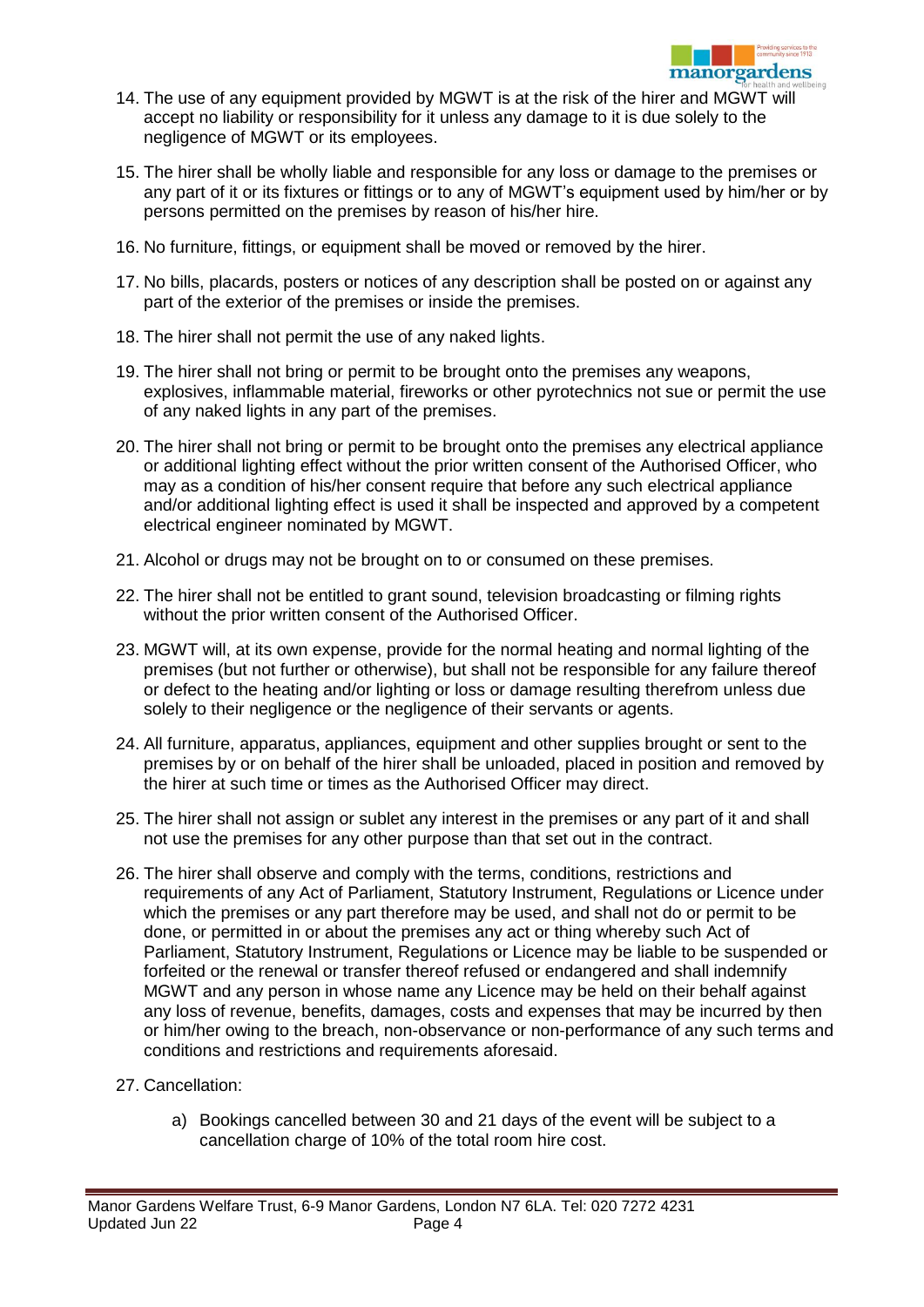14. The use of any equipment provided by MGWT is at the risk of the hirer and MGWT will accept no liability or responsibility for it unless any damage to it is due solely to the negligence of MGWT or its employees.

15. The hirer shall be wholly liable and responsible for any loss or damage to the premises or any part of it or its fixtures or fittings or to any of MGWT's equipment used by him/her or by persons permitted on the premises by reason of his/her hire.

16. No furniture, fittings, or equipment shall be moved or removed by the hirer.

17. No bills, placards, posters or notices of any description shall be posted on or against any part of the exterior of the premises or inside the premises.

18. The hirer shall not permit the use of any naked lights.

19. The hirer shall not bring or permit to be brought onto the premises any weapons, explosives, inflammable material, fireworks or other pyrotechnics not sue or permit the use of any naked lights in any part of the premises.

20. The hirer shall not bring or permit to be brought onto the premises any electrical appliance or additional lighting effect without the prior written consent of the Authorised Officer, who may as a condition of his/her consent require that before any such electrical appliance and/or additional lighting effect is used it shall be inspected and approved by a competent electrical engineer nominated by MGWT.

21. Alcohol or drugs may not be brought on to or consumed on these premises.

22. The hirer shall not be entitled to grant sound, television broadcasting or filming rights without the prior written consent of the Authorised Officer.

23. MGWT will, at its own expense, provide for the normal heating and normal lighting of the premises (but not further or otherwise), but shall not be responsible for any failure thereof or defect to the heating and/or lighting or loss or damage resulting therefrom unless due solely to their negligence or the negligence of their servants or agents.

24. All furniture, apparatus, appliances, equipment and other supplies brought or sent to the premises by or on behalf of the hirer shall be unloaded, placed in position and removed by the hirer at such time or times as the Authorised Officer may direct.

25. The hirer shall not assign or sublet any interest in the premises or any part of it and shall not use the premises for any other purpose than that set out in the contract.

26. The hirer shall observe and comply with the terms, conditions, restrictions and requirements of any Act of Parliament, Statutory Instrument, Regulations or Licence under which the premises or any part therefore may be used, and shall not do or permit to be done, or permitted in or about the premises any act or thing whereby such Act of Parliament, Statutory Instrument, Regulations or Licence may be liable to be suspended or forfeited or the renewal or transfer thereof refused or endangered and shall indemnify MGWT and any person in whose name any Licence may be held on their behalf against any loss of revenue, benefits, damages, costs and expenses that may be incurred by then or him/her owing to the breach, non-observance or non-performance of any such terms and conditions and restrictions and requirements aforesaid.

27. Cancellation:

    a) Bookings cancelled between 30 and 21 days of the event will be subject to a cancellation charge of 10% of the total room hire cost.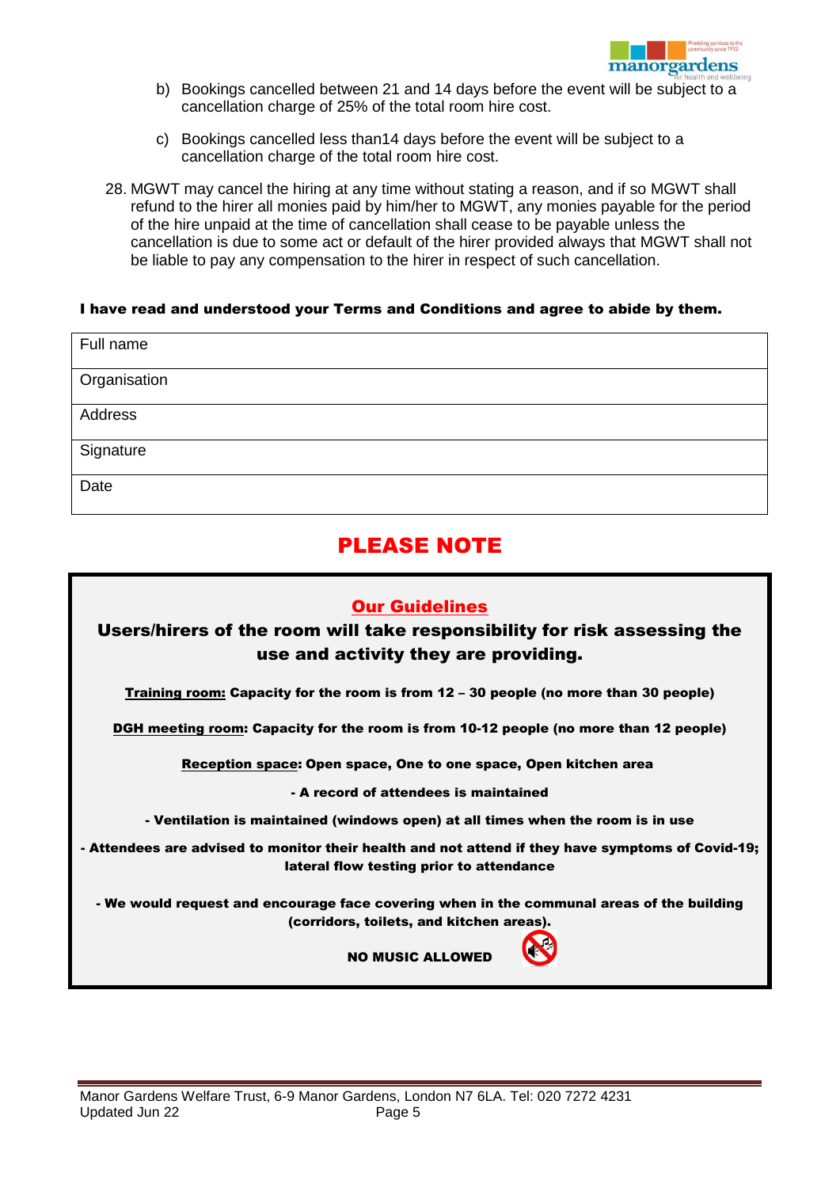b) Bookings cancelled between 21 and 14 days before the event will be subject to a cancellation charge of 25% of the total room hire cost.

c) Bookings cancelled less than14 days before the event will be subject to a cancellation charge of the total room hire cost.

28. MGWT may cancel the hiring at any time without stating a reason, and if so MGWT shall refund to the hirer all monies paid by him/her to MGWT, any monies payable for the period of the hire unpaid at the time of cancellation shall cease to be payable unless the cancellation is due to some act or default of the hirer provided always that MGWT shall not be liable to pay any compensation to the hirer in respect of such cancellation.

**I have read and understood your Terms and Conditions and agree to abide by them.**

| Full name |
|---|
| Organisation |
| Address |
| Signature |
| Date |

## PLEASE NOTE

### Our Guidelines

**Users/hirers of the room will take responsibility for risk assessing the use and activity they are providing.**

**Training room: Capacity for the room is from 12 – 30 people (no more than 30 people)**

**DGH meeting room: Capacity for the room is from 10-12 people (no more than 12 people)**

**Reception space: Open space, One to one space, Open kitchen area**

**- A record of attendees is maintained**

**- Ventilation is maintained (windows open) at all times when the room is in use**

**- Attendees are advised to monitor their health and not attend if they have symptoms of Covid-19; lateral flow testing prior to attendance**

**- We would request and encourage face covering when in the communal areas of the building (corridors, toilets, and kitchen areas).**

**NO MUSIC ALLOWED**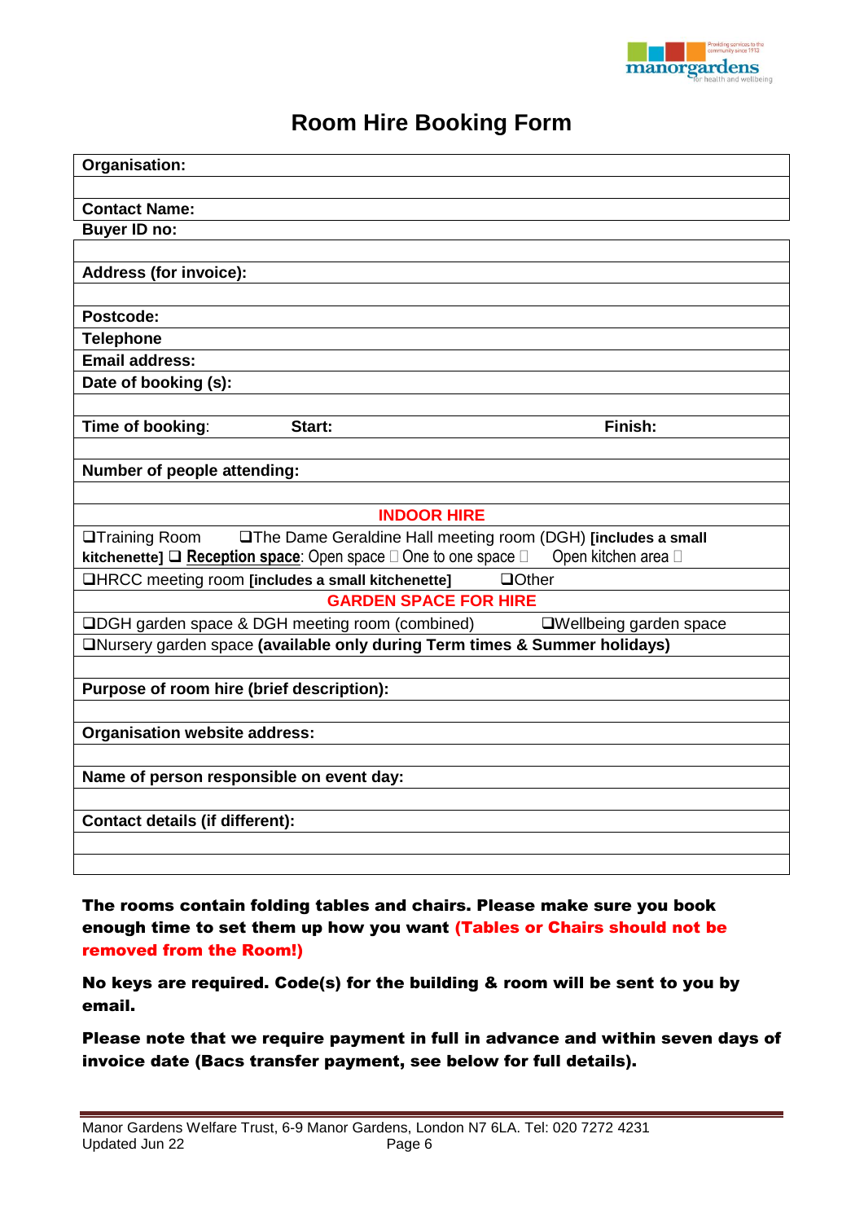# Room Hire Booking Form

| **Organisation:** |
|---|
| |
| **Contact Name:** |
| **Buyer ID no:** |
| |
| **Address (for invoice):** |
| |
| **Postcode:** |
| **Telephone** |
| **Email address:** |
| **Date of booking (s):** |
| |
| **Time of booking**: **Start:** **Finish:** |
| |
| **Number of people attending:** |
| |
| **INDOOR HIRE** |
| ❑Training Room ❑The Dame Geraldine Hall meeting room (DGH) **[includes a small kitchenette]** ❑ **Reception space**: Open space ▯ One to one space ▯ Open kitchen area ▯ |
| ❑HRCC meeting room **[includes a small kitchenette]** ❑Other |
| **GARDEN SPACE FOR HIRE** |
| ❑DGH garden space & DGH meeting room (combined) ❑Wellbeing garden space |
| ❑Nursery garden space **(available only during Term times & Summer holidays)** |
| |
| **Purpose of room hire (brief description):** |
| |
| **Organisation website address:** |
| |
| **Name of person responsible on event day:** |
| |
| **Contact details (if different):** |
| |
| |

**The rooms contain folding tables and chairs. Please make sure you book enough time to set them up how you want (Tables or Chairs should not be removed from the Room!)**

**No keys are required. Code(s) for the building & room will be sent to you by email.**

**Please note that we require payment in full in advance and within seven days of invoice date (Bacs transfer payment, see below for full details).**

Manor Gardens Welfare Trust, 6-9 Manor Gardens, London N7 6LA. Tel: 020 7272 4231
Updated Jun 22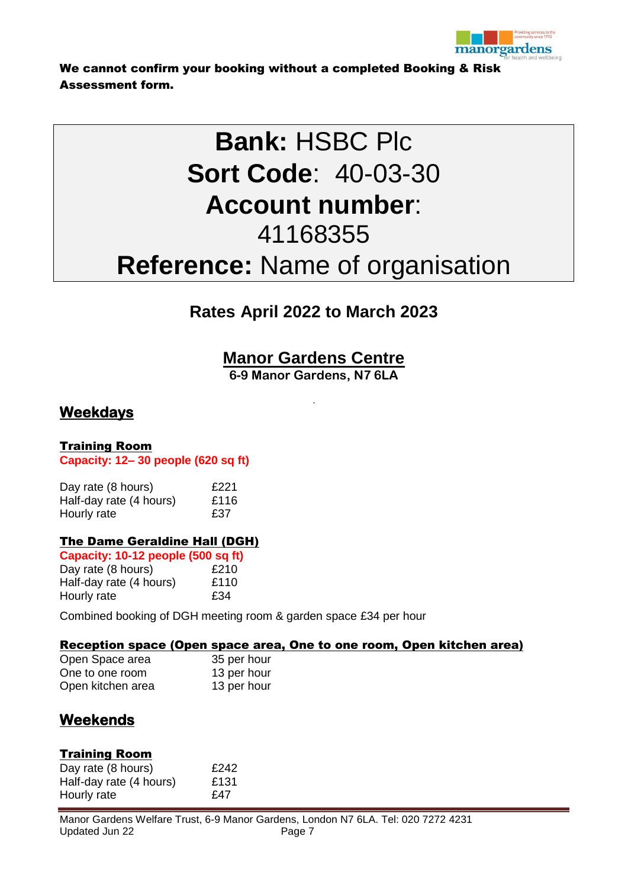**We cannot confirm your booking without a completed Booking & Risk Assessment form.**

**Bank:** HSBC Plc
**Sort Code**: 40-03-30
**Account number**:
41168355
**Reference:** Name of organisation

## Rates April 2022 to March 2023

## Manor Gardens Centre

**6-9 Manor Gardens, N7 6LA**

## Weekdays

### Training Room

**Capacity: 12– 30 people (620 sq ft)**

| | |
|---|---|
| Day rate (8 hours) | £221 |
| Half-day rate (4 hours) | £116 |
| Hourly rate | £37 |

### The Dame Geraldine Hall (DGH)

**Capacity: 10-12 people (500 sq ft)**

| | |
|---|---|
| Day rate (8 hours) | £210 |
| Half-day rate (4 hours) | £110 |
| Hourly rate | £34 |

Combined booking of DGH meeting room & garden space £34 per hour

### Reception space (Open space area, One to one room, Open kitchen area)

| | |
|---|---|
| Open Space area | 35 per hour |
| One to one room | 13 per hour |
| Open kitchen area | 13 per hour |

## Weekends

### Training Room

| | |
|---|---|
| Day rate (8 hours) | £242 |
| Half-day rate (4 hours) | £131 |
| Hourly rate | £47 |

Manor Gardens Welfare Trust, 6-9 Manor Gardens, London N7 6LA. Tel: 020 7272 4231
Updated Jun 22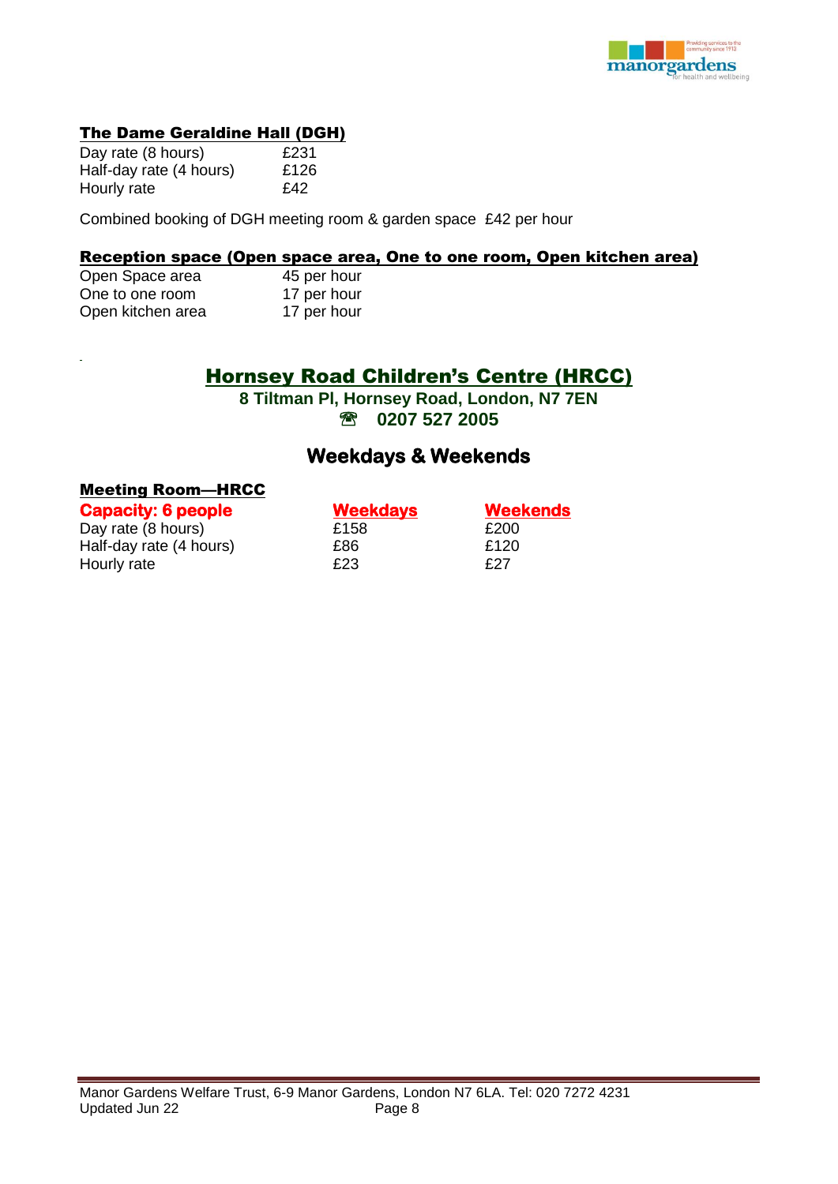### The Dame Geraldine Hall (DGH)

| | |
|---|---|
| Day rate (8 hours) | £231 |
| Half-day rate (4 hours) | £126 |
| Hourly rate | £42 |

Combined booking of DGH meeting room & garden space £42 per hour

### Reception space (Open space area, One to one room, Open kitchen area)

| | |
|---|---|
| Open Space area | 45 per hour |
| One to one room | 17 per hour |
| Open kitchen area | 17 per hour |

## Hornsey Road Children's Centre (HRCC)

**8 Tiltman Pl, Hornsey Road, London, N7 7EN**

**☎ 0207 527 2005**

## Weekdays & Weekends

### Meeting Room—HRCC

| **Capacity: 6 people** | **Weekdays** | **Weekends** |
|---|---|---|
| Day rate (8 hours) | £158 | £200 |
| Half-day rate (4 hours) | £86 | £120 |
| Hourly rate | £23 | £27 |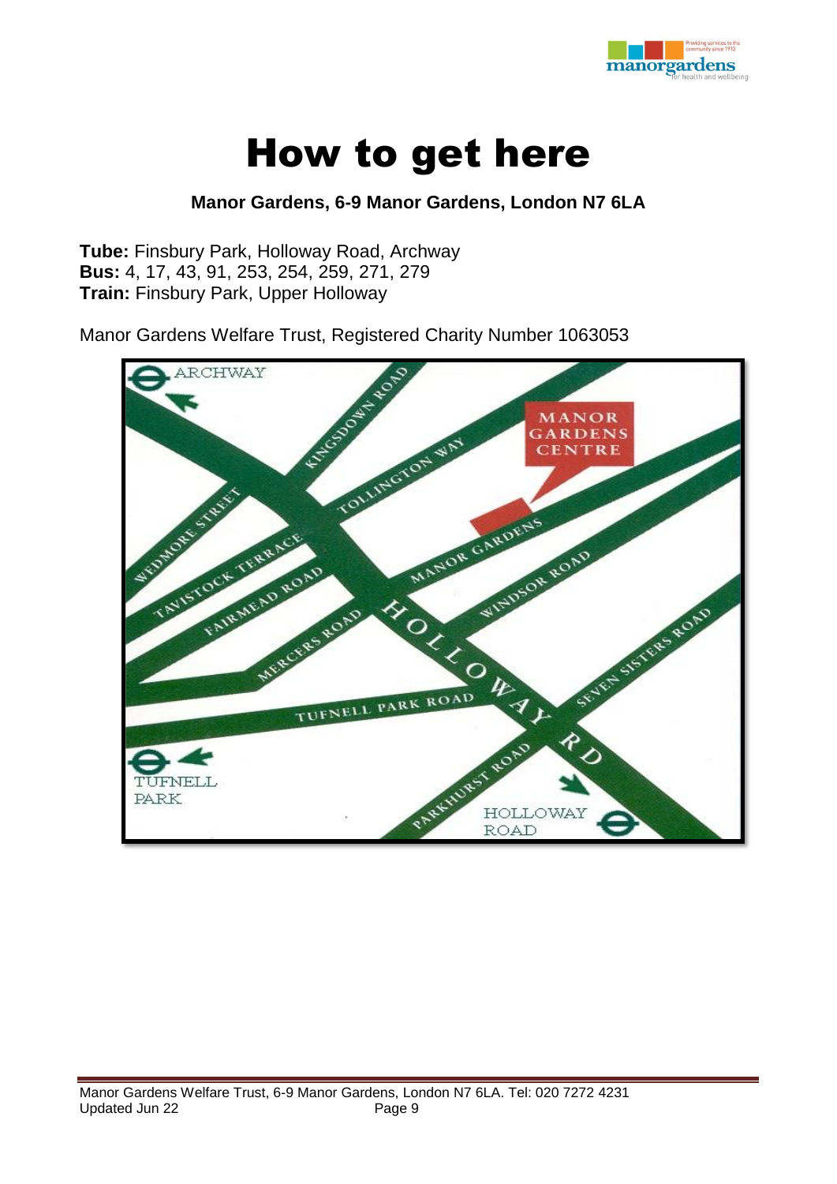# How to get here

**Manor Gardens, 6-9 Manor Gardens, London N7 6LA**

**Tube:** Finsbury Park, Holloway Road, Archway
**Bus:** 4, 17, 43, 91, 253, 254, 259, 271, 279
**Train:** Finsbury Park, Upper Holloway

Manor Gardens Welfare Trust, Registered Charity Number 1063053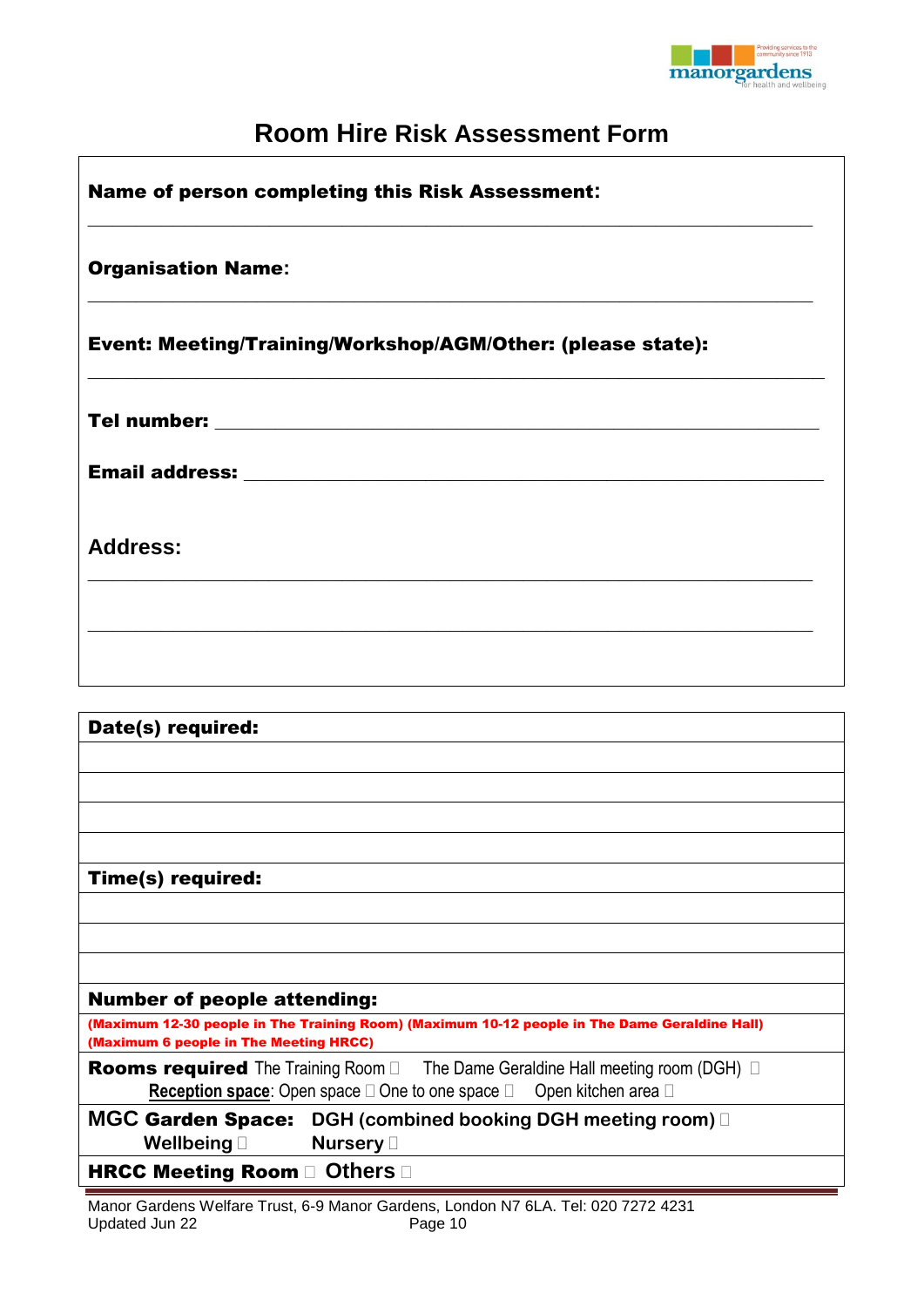# Room Hire Risk Assessment Form

**Name of person completing this Risk Assessment:**

______________________________________________________________________

**Organisation Name:**

______________________________________________________________________

**Event: Meeting/Training/Workshop/AGM/Other: (please state):**

______________________________________________________________________

**Tel number:** ______________________________________________________________

**Email address:** ___________________________________________________________

**Address:**

______________________________________________________________________

______________________________________________________________________

| **Date(s) required:** |
|---|
| |
| |
| |
| |
| **Time(s) required:** |
| |
| |
| |
| **Number of people attending:** |
| **(Maximum 12-30 people in The Training Room) (Maximum 10-12 people in The Dame Geraldine Hall) (Maximum 6 people in The Meeting HRCC)** |
| **Rooms required** The Training Room ☐ The Dame Geraldine Hall meeting room (DGH) ☐ <br> **Reception space**: Open space ☐ One to one space ☐ Open kitchen area ☐ |
| **MGC Garden Space:** DGH (combined booking DGH meeting room) ☐ <br> Wellbeing ☐ Nursery ☐ |
| **HRCC Meeting Room** ☐ **Others** ☐ |

Manor Gardens Welfare Trust, 6-9 Manor Gardens, London N7 6LA. Tel: 020 7272 4231
Updated Jun 22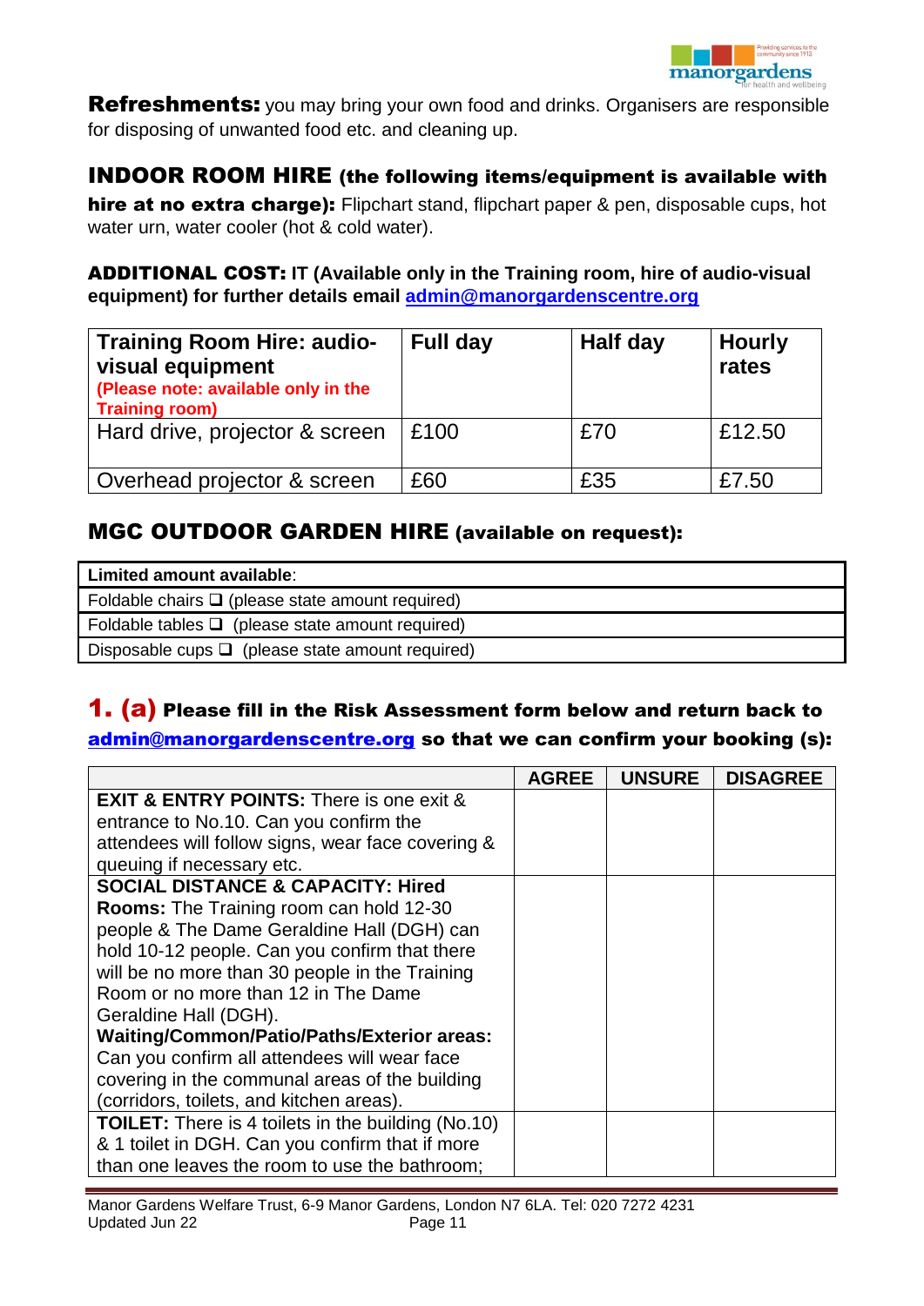**Refreshments:** you may bring your own food and drinks. Organisers are responsible for disposing of unwanted food etc. and cleaning up.

## INDOOR ROOM HIRE (the following items/equipment is available with hire at no extra charge):

Flipchart stand, flipchart paper & pen, disposable cups, hot water urn, water cooler (hot & cold water).

**ADDITIONAL COST: IT (Available only in the Training room, hire of audio-visual equipment) for further details email [admin@manorgardenscentre.org](mailto:admin@manorgardenscentre.org)**

| **Training Room Hire: audio-visual equipment** (Please note: available only in the Training room) | **Full day** | **Half day** | **Hourly rates** |
|---|---|---|---|
| Hard drive, projector & screen | £100 | £70 | £12.50 |
| Overhead projector & screen | £60 | £35 | £7.50 |

## MGC OUTDOOR GARDEN HIRE (available on request):

| **Limited amount available**: |
|---|
| Foldable chairs ❑ (please state amount required) |
| Foldable tables ❑ (please state amount required) |
| Disposable cups ❑ (please state amount required) |

## 1. (a) Please fill in the Risk Assessment form below and return back to [admin@manorgardenscentre.org](mailto:admin@manorgardenscentre.org) so that we can confirm your booking (s):

| | AGREE | UNSURE | DISAGREE |
|---|---|---|---|
| **EXIT & ENTRY POINTS:** There is one exit & entrance to No.10. Can you confirm the attendees will follow signs, wear face covering & queuing if necessary etc. | | | |
| **SOCIAL DISTANCE & CAPACITY: Hired Rooms:** The Training room can hold 12-30 people & The Dame Geraldine Hall (DGH) can hold 10-12 people. Can you confirm that there will be no more than 30 people in the Training Room or no more than 12 in The Dame Geraldine Hall (DGH). **Waiting/Common/Patio/Paths/Exterior areas:** Can you confirm all attendees will wear face covering in the communal areas of the building (corridors, toilets, and kitchen areas). | | | |
| **TOILET:** There is 4 toilets in the building (No.10) & 1 toilet in DGH. Can you confirm that if more than one leaves the room to use the bathroom; | | | |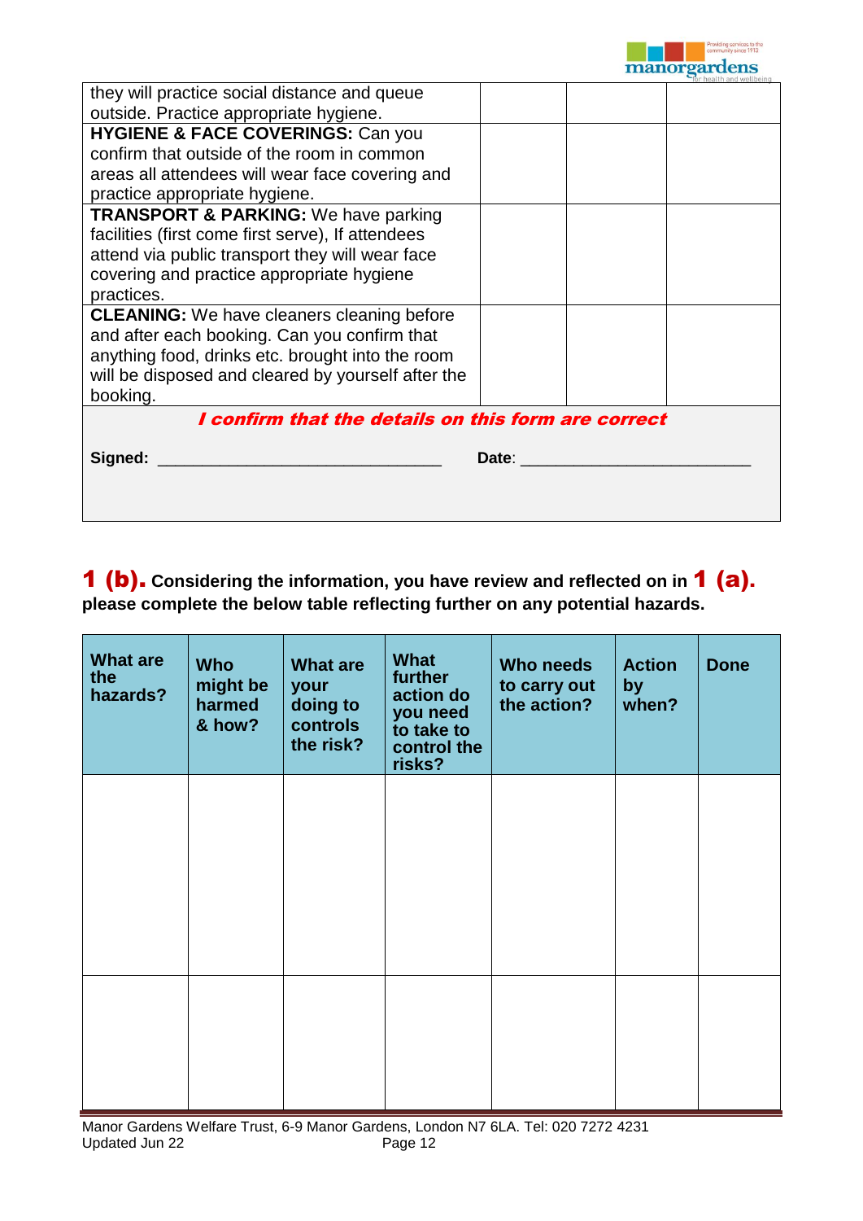| | | | |
|---|---|---|---|
| they will practice social distance and queue outside. Practice appropriate hygiene. | | | |
| **HYGIENE & FACE COVERINGS:** Can you confirm that outside of the room in common areas all attendees will wear face covering and practice appropriate hygiene. | | | |
| **TRANSPORT & PARKING:** We have parking facilities (first come first serve), If attendees attend via public transport they will wear face covering and practice appropriate hygiene practices. | | | |
| **CLEANING:** We have cleaners cleaning before and after each booking. Can you confirm that anything food, drinks etc. brought into the room will be disposed and cleared by yourself after the booking. | | | |

***I confirm that the details on this form are correct***

**Signed:** ________________________________ **Date**: _________________________

## 1 (b). Considering the information, you have review and reflected on in 1 (a). please complete the below table reflecting further on any potential hazards.

| What are the hazards? | Who might be harmed & how? | What are your doing to controls the risk? | What further action do you need to take to control the risks? | Who needs to carry out the action? | Action by when? | Done |
|---|---|---|---|---|---|---|
| | | | | | | |
| | | | | | | |

Manor Gardens Welfare Trust, 6-9 Manor Gardens, London N7 6LA. Tel: 020 7272 4231
Updated Jun 22